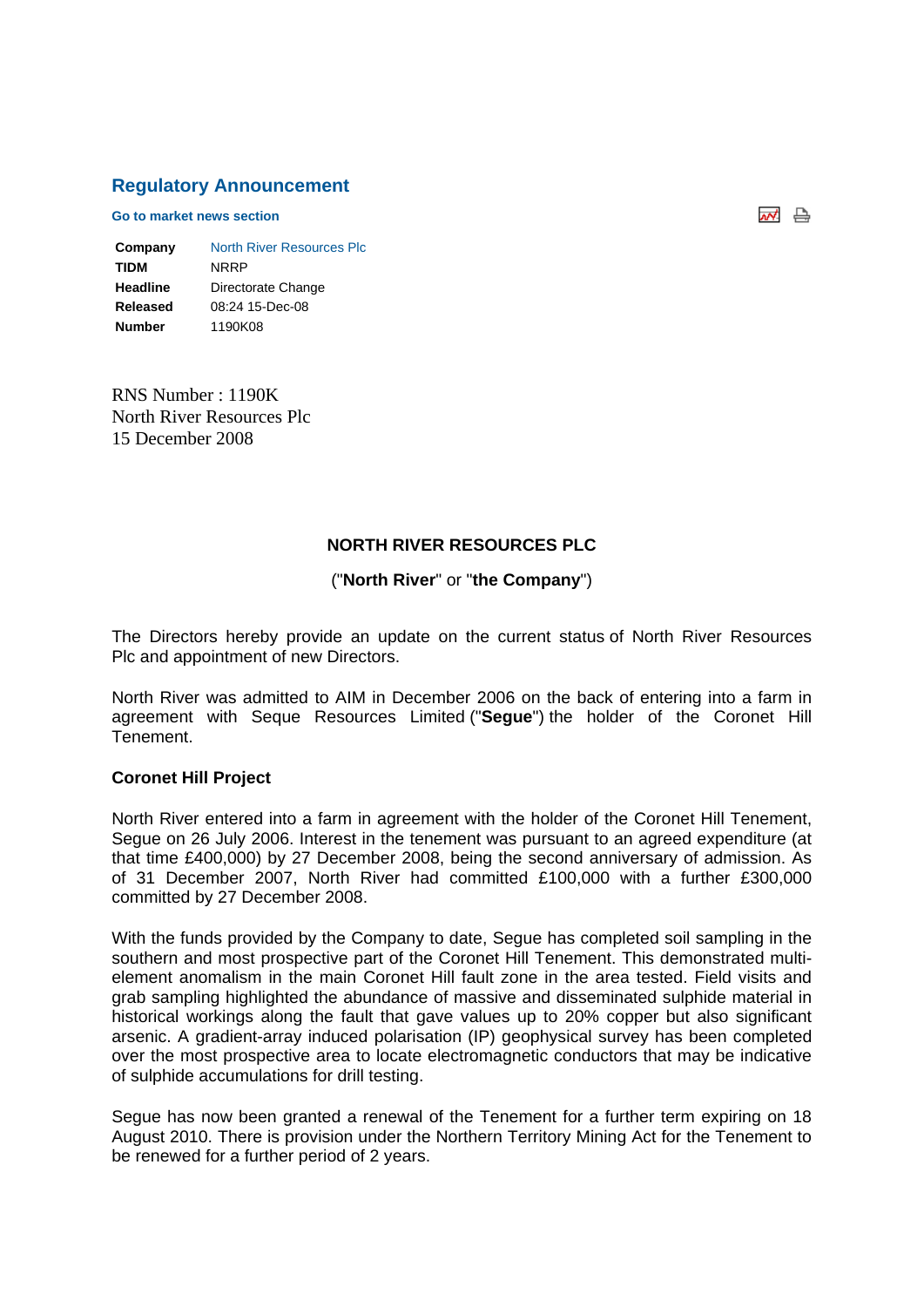## Regulatory Announcement

**Go to market news section**

| | |
|---|---|
| **Company** | North River Resources Plc |
| **TIDM** | NRRP |
| **Headline** | Directorate Change |
| **Released** | 08:24 15-Dec-08 |
| **Number** | 1190K08 |

RNS Number : 1190K
North River Resources Plc
15 December 2008

**NORTH RIVER RESOURCES PLC**

("**North River**" or "**the Company**")

The Directors hereby provide an update on the current status of North River Resources Plc and appointment of new Directors.

North River was admitted to AIM in December 2006 on the back of entering into a farm in agreement with Seque Resources Limited ("**Segue**") the holder of the Coronet Hill Tenement.

**Coronet Hill Project**

North River entered into a farm in agreement with the holder of the Coronet Hill Tenement, Segue on 26 July 2006. Interest in the tenement was pursuant to an agreed expenditure (at that time £400,000) by 27 December 2008, being the second anniversary of admission. As of 31 December 2007, North River had committed £100,000 with a further £300,000 committed by 27 December 2008.

With the funds provided by the Company to date, Segue has completed soil sampling in the southern and most prospective part of the Coronet Hill Tenement. This demonstrated multi-element anomalism in the main Coronet Hill fault zone in the area tested. Field visits and grab sampling highlighted the abundance of massive and disseminated sulphide material in historical workings along the fault that gave values up to 20% copper but also significant arsenic. A gradient-array induced polarisation (IP) geophysical survey has been completed over the most prospective area to locate electromagnetic conductors that may be indicative of sulphide accumulations for drill testing.

Segue has now been granted a renewal of the Tenement for a further term expiring on 18 August 2010. There is provision under the Northern Territory Mining Act for the Tenement to be renewed for a further period of 2 years.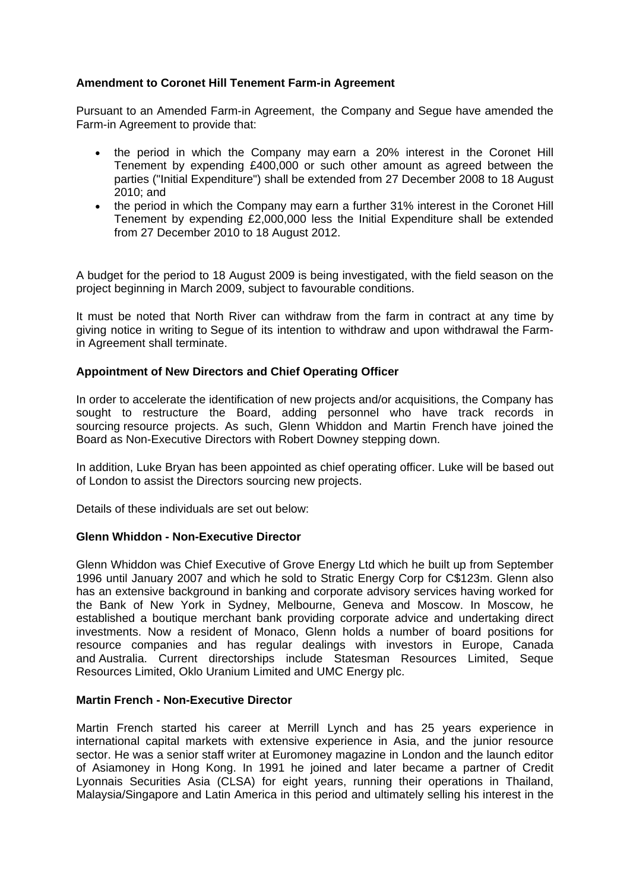**Amendment to Coronet Hill Tenement Farm-in Agreement**

Pursuant to an Amended Farm-in Agreement, the Company and Segue have amended the Farm-in Agreement to provide that:

- the period in which the Company may earn a 20% interest in the Coronet Hill Tenement by expending £400,000 or such other amount as agreed between the parties ("Initial Expenditure") shall be extended from 27 December 2008 to 18 August 2010; and
- the period in which the Company may earn a further 31% interest in the Coronet Hill Tenement by expending £2,000,000 less the Initial Expenditure shall be extended from 27 December 2010 to 18 August 2012.

A budget for the period to 18 August 2009 is being investigated, with the field season on the project beginning in March 2009, subject to favourable conditions.

It must be noted that North River can withdraw from the farm in contract at any time by giving notice in writing to Segue of its intention to withdraw and upon withdrawal the Farm-in Agreement shall terminate.

**Appointment of New Directors and Chief Operating Officer**

In order to accelerate the identification of new projects and/or acquisitions, the Company has sought to restructure the Board, adding personnel who have track records in sourcing resource projects. As such, Glenn Whiddon and Martin French have joined the Board as Non-Executive Directors with Robert Downey stepping down.

In addition, Luke Bryan has been appointed as chief operating officer. Luke will be based out of London to assist the Directors sourcing new projects.

Details of these individuals are set out below:

**Glenn Whiddon - Non-Executive Director**

Glenn Whiddon was Chief Executive of Grove Energy Ltd which he built up from September 1996 until January 2007 and which he sold to Stratic Energy Corp for C$123m. Glenn also has an extensive background in banking and corporate advisory services having worked for the Bank of New York in Sydney, Melbourne, Geneva and Moscow. In Moscow, he established a boutique merchant bank providing corporate advice and undertaking direct investments. Now a resident of Monaco, Glenn holds a number of board positions for resource companies and has regular dealings with investors in Europe, Canada and Australia. Current directorships include Statesman Resources Limited, Seque Resources Limited, Oklo Uranium Limited and UMC Energy plc.

**Martin French - Non-Executive Director**

Martin French started his career at Merrill Lynch and has 25 years experience in international capital markets with extensive experience in Asia, and the junior resource sector. He was a senior staff writer at Euromoney magazine in London and the launch editor of Asiamoney in Hong Kong. In 1991 he joined and later became a partner of Credit Lyonnais Securities Asia (CLSA) for eight years, running their operations in Thailand, Malaysia/Singapore and Latin America in this period and ultimately selling his interest in the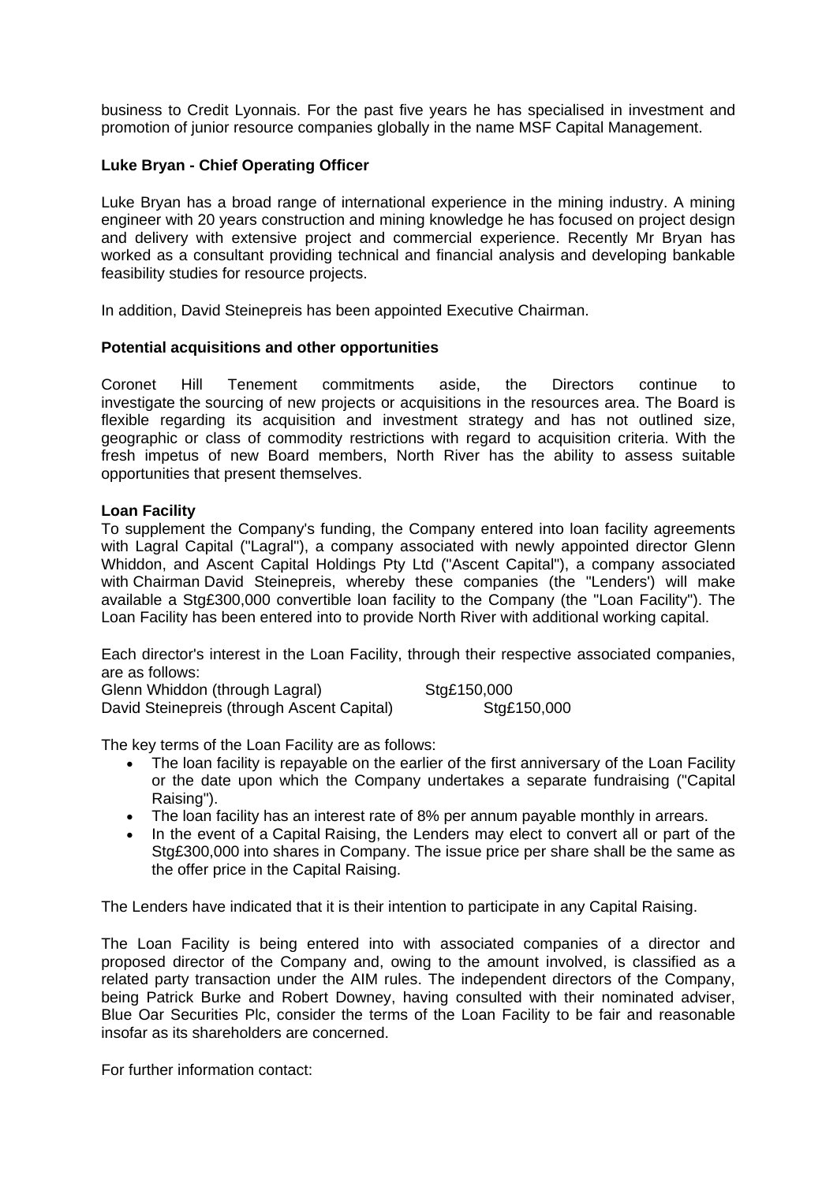business to Credit Lyonnais. For the past five years he has specialised in investment and promotion of junior resource companies globally in the name MSF Capital Management.

**Luke Bryan - Chief Operating Officer**

Luke Bryan has a broad range of international experience in the mining industry. A mining engineer with 20 years construction and mining knowledge he has focused on project design and delivery with extensive project and commercial experience. Recently Mr Bryan has worked as a consultant providing technical and financial analysis and developing bankable feasibility studies for resource projects.

In addition, David Steinepreis has been appointed Executive Chairman.

**Potential acquisitions and other opportunities**

Coronet Hill Tenement commitments aside, the Directors continue to investigate the sourcing of new projects or acquisitions in the resources area. The Board is flexible regarding its acquisition and investment strategy and has not outlined size, geographic or class of commodity restrictions with regard to acquisition criteria. With the fresh impetus of new Board members, North River has the ability to assess suitable opportunities that present themselves.

**Loan Facility**

To supplement the Company's funding, the Company entered into loan facility agreements with Lagral Capital ("Lagral"), a company associated with newly appointed director Glenn Whiddon, and Ascent Capital Holdings Pty Ltd ("Ascent Capital"), a company associated with Chairman David Steinepreis, whereby these companies (the "Lenders') will make available a Stg£300,000 convertible loan facility to the Company (the "Loan Facility"). The Loan Facility has been entered into to provide North River with additional working capital.

Each director's interest in the Loan Facility, through their respective associated companies, are as follows:

| | |
|---|---|
| Glenn Whiddon (through Lagral) | Stg£150,000 |
| David Steinepreis (through Ascent Capital) | Stg£150,000 |

The key terms of the Loan Facility are as follows:

- The loan facility is repayable on the earlier of the first anniversary of the Loan Facility or the date upon which the Company undertakes a separate fundraising ("Capital Raising").
- The loan facility has an interest rate of 8% per annum payable monthly in arrears.
- In the event of a Capital Raising, the Lenders may elect to convert all or part of the Stg£300,000 into shares in Company. The issue price per share shall be the same as the offer price in the Capital Raising.

The Lenders have indicated that it is their intention to participate in any Capital Raising.

The Loan Facility is being entered into with associated companies of a director and proposed director of the Company and, owing to the amount involved, is classified as a related party transaction under the AIM rules. The independent directors of the Company, being Patrick Burke and Robert Downey, having consulted with their nominated adviser, Blue Oar Securities Plc, consider the terms of the Loan Facility to be fair and reasonable insofar as its shareholders are concerned.

For further information contact: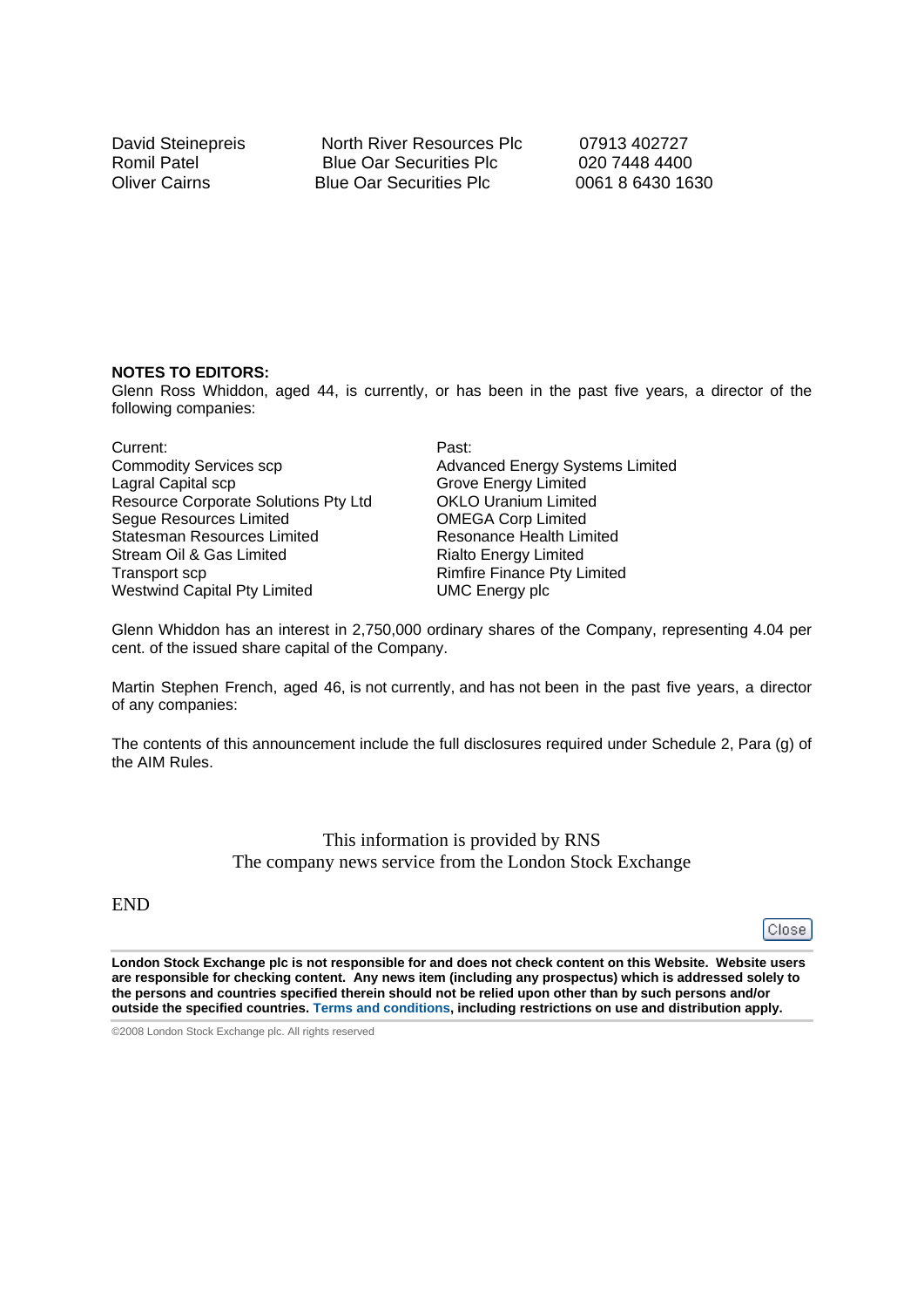| | | |
|---|---|---|
| David Steinepreis | North River Resources Plc | 07913 402727 |
| Romil Patel | Blue Oar Securities Plc | 020 7448 4400 |
| Oliver Cairns | Blue Oar Securities Plc | 0061 8 6430 1630 |

**NOTES TO EDITORS:**

Glenn Ross Whiddon, aged 44, is currently, or has been in the past five years, a director of the following companies:

| Current: | Past: |
|---|---|
| Commodity Services scp | Advanced Energy Systems Limited |
| Lagral Capital scp | Grove Energy Limited |
| Resource Corporate Solutions Pty Ltd | OKLO Uranium Limited |
| Segue Resources Limited | OMEGA Corp Limited |
| Statesman Resources Limited | Resonance Health Limited |
| Stream Oil & Gas Limited | Rialto Energy Limited |
| Transport scp | Rimfire Finance Pty Limited |
| Westwind Capital Pty Limited | UMC Energy plc |

Glenn Whiddon has an interest in 2,750,000 ordinary shares of the Company, representing 4.04 per cent. of the issued share capital of the Company.

Martin Stephen French, aged 46, is not currently, and has not been in the past five years, a director of any companies:

The contents of this announcement include the full disclosures required under Schedule 2, Para (g) of the AIM Rules.

This information is provided by RNS
The company news service from the London Stock Exchange

END

Close

**London Stock Exchange plc is not responsible for and does not check content on this Website. Website users are responsible for checking content. Any news item (including any prospectus) which is addressed solely to the persons and countries specified therein should not be relied upon other than by such persons and/or outside the specified countries. Terms and conditions, including restrictions on use and distribution apply.**

©2008 London Stock Exchange plc. All rights reserved